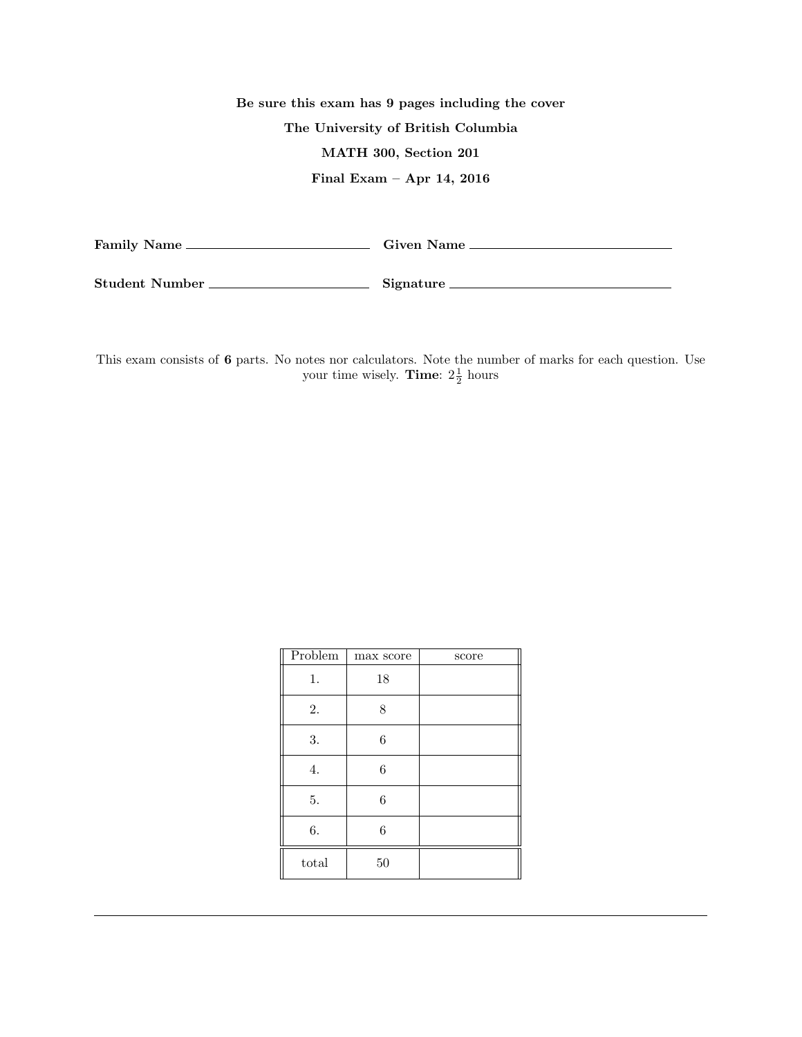**Be sure this exam has 9 pages including the cover**

**The University of British Columbia**

**MATH 300, Section 201**

**Final Exam – Apr 14, 2016**

**Family Name** ______________________ **Given Name** ______________________

**Student Number** ______________________ **Signature** ______________________

This exam consists of **6** parts. No notes nor calculators. Note the number of marks for each question. Use your time wisely. **Time**: $2\frac{1}{2}$ hours

| Problem | max score | score |
|---|---|---|
| 1. | 18 | |
| 2. | 8 | |
| 3. | 6 | |
| 4. | 6 | |
| 5. | 6 | |
| 6. | 6 | |
| total | 50 | |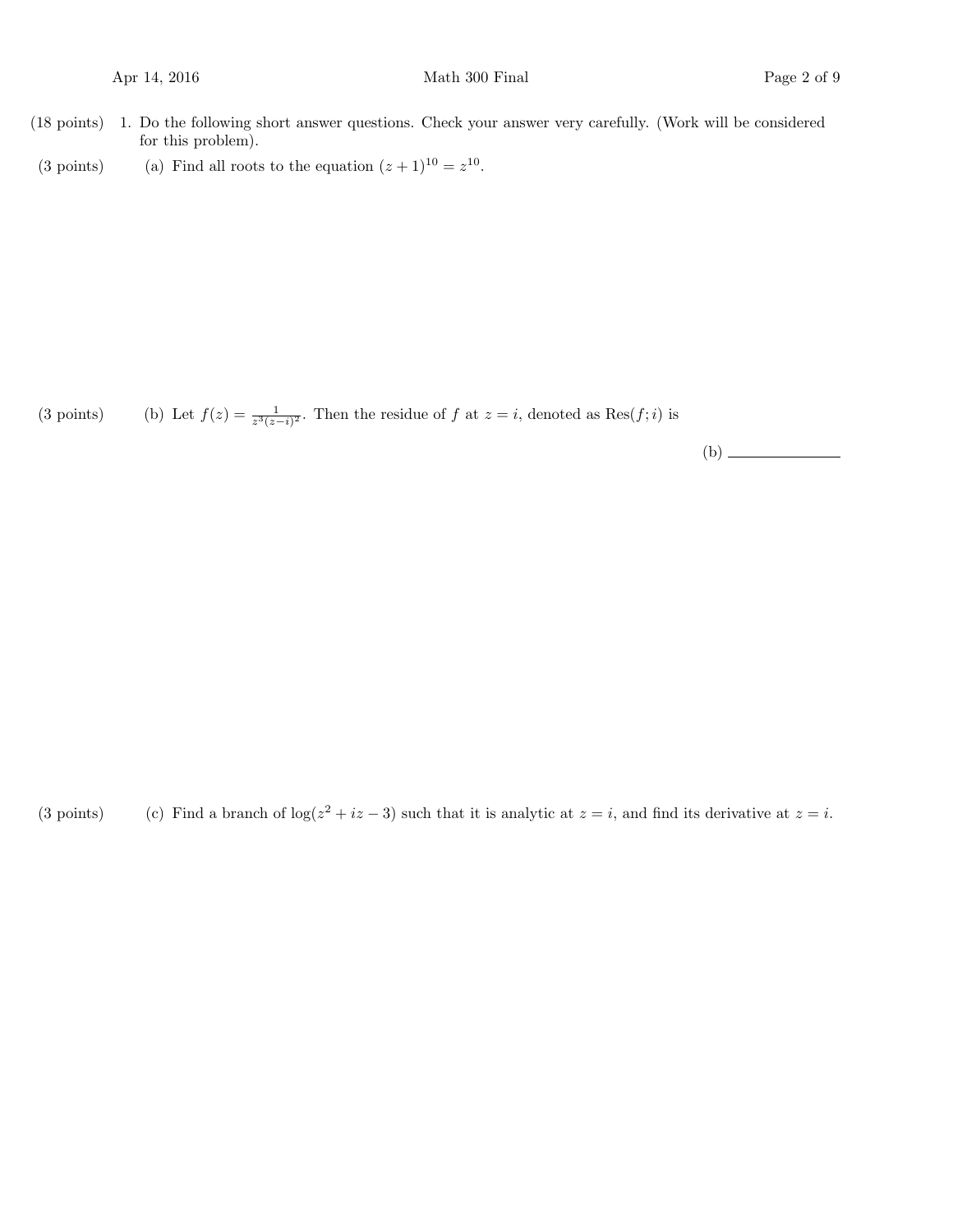(18 points) 1. Do the following short answer questions. Check your answer very carefully. (Work will be considered for this problem).

(3 points) (a) Find all roots to the equation $(z+1)^{10} = z^{10}$.

(3 points) (b) Let $f(z) = \frac{1}{z^3(z-i)^2}$. Then the residue of $f$ at $z = i$, denoted as $\text{Res}(f; i)$ is

(b) ______________

(3 points) (c) Find a branch of $\log(z^2 + iz - 3)$ such that it is analytic at $z = i$, and find its derivative at $z = i$.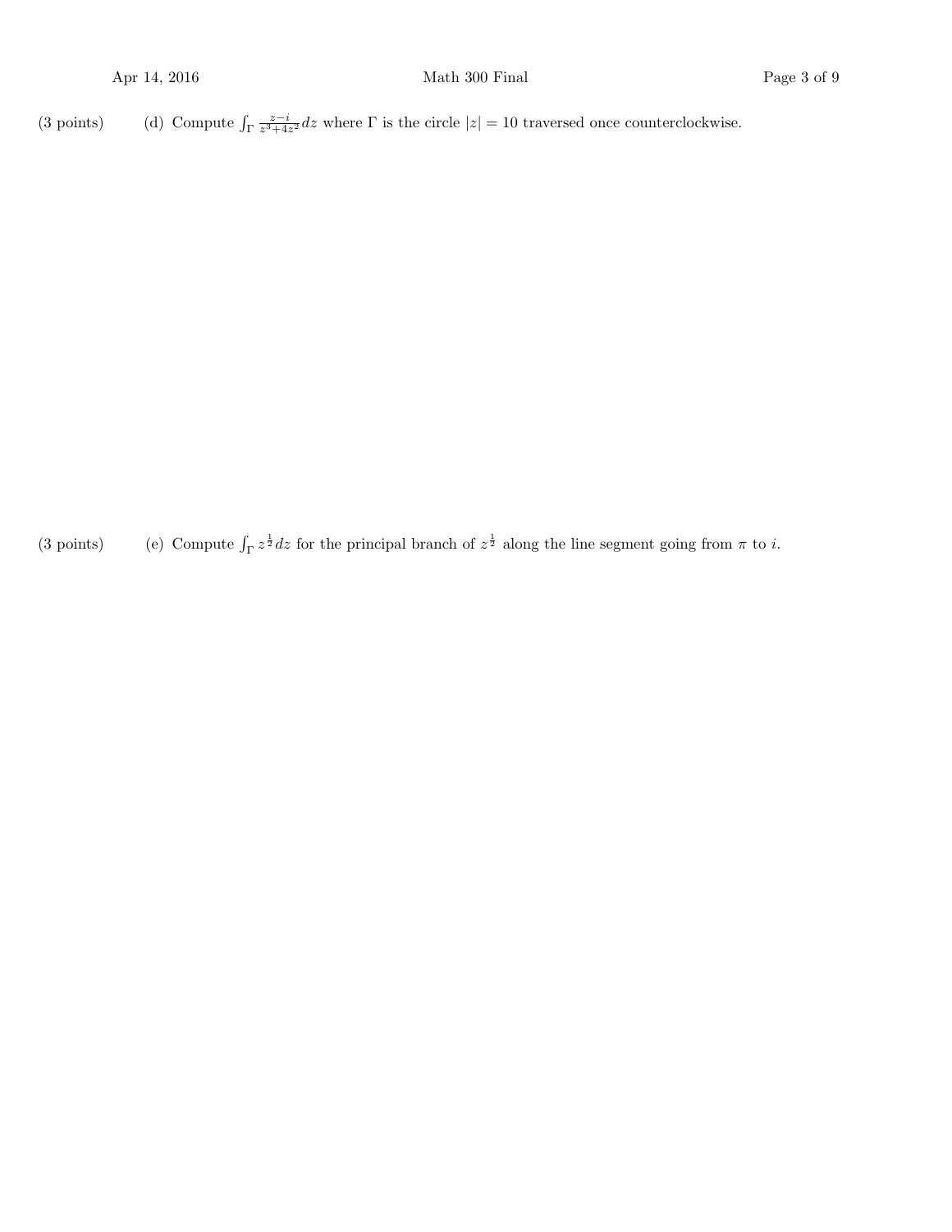(3 points) (d) Compute $\int_\Gamma \frac{z-i}{z^3+4z^2}\,dz$ where $\Gamma$ is the circle $|z| = 10$ traversed once counterclockwise.

(3 points) (e) Compute $\int_\Gamma z^{\frac{1}{2}}\,dz$ for the principal branch of $z^{\frac{1}{2}}$ along the line segment going from $\pi$ to $i$.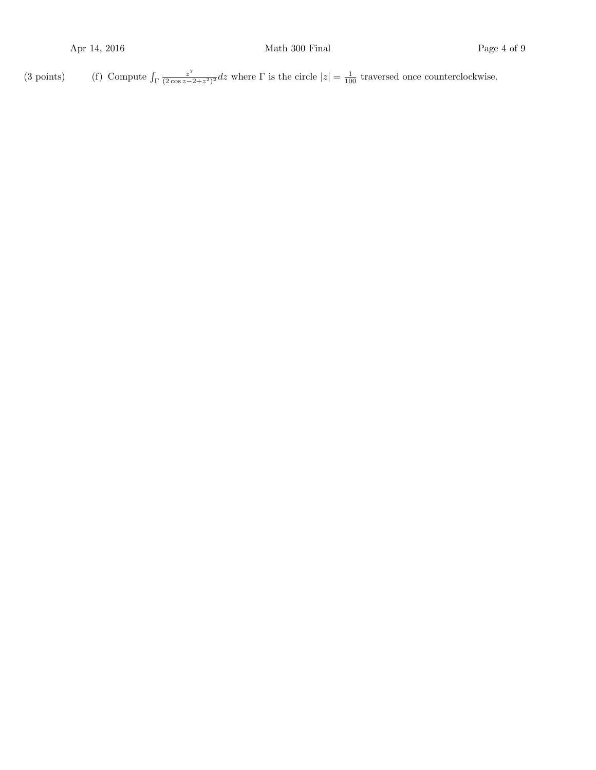(3 points) (f) Compute $\int_\Gamma \frac{z^7}{(2\cos z - 2 + z^2)^2} dz$ where $\Gamma$ is the circle $|z| = \frac{1}{100}$ traversed once counterclockwise.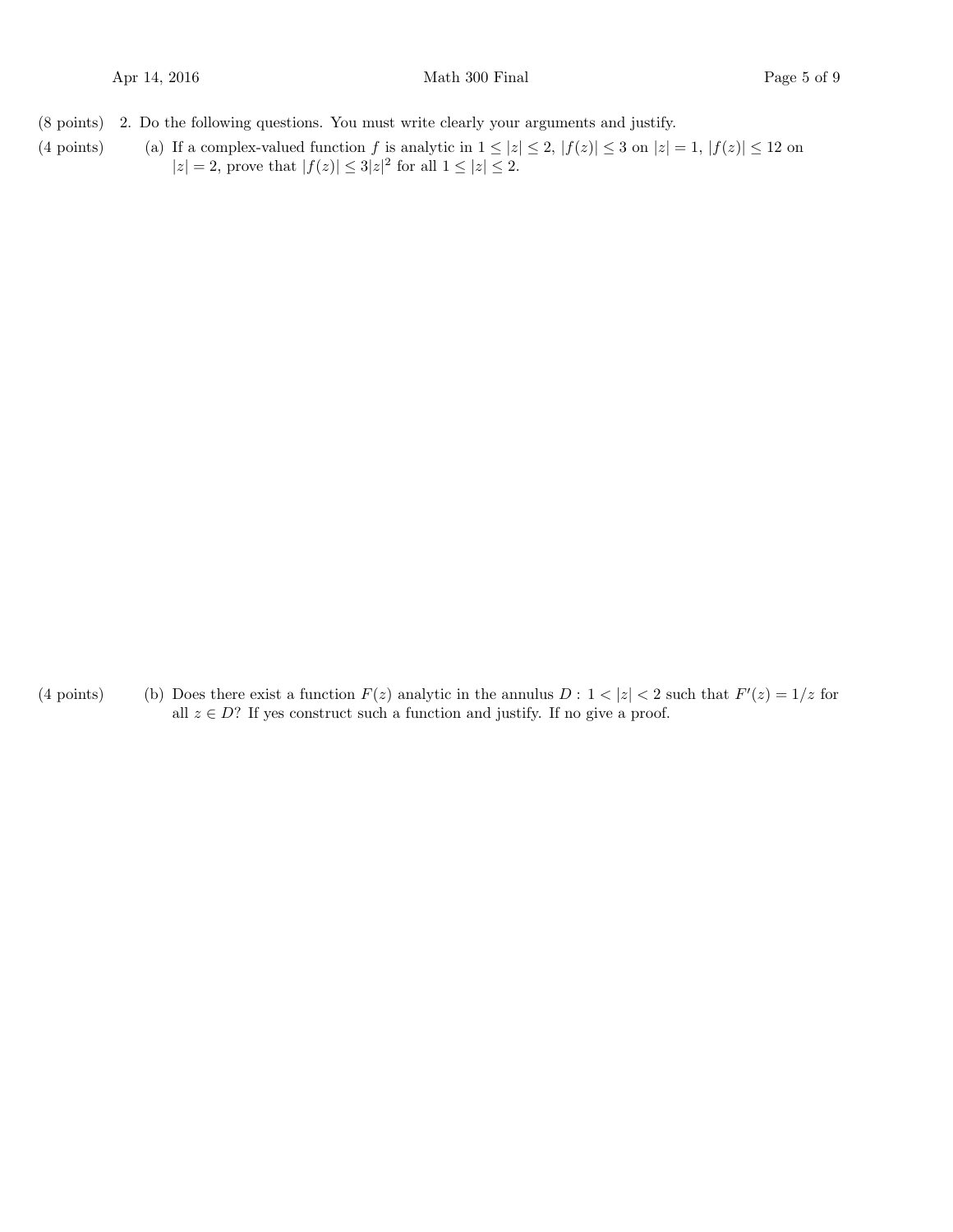(8 points) 2. Do the following questions. You must write clearly your arguments and justify.

(4 points) (a) If a complex-valued function $f$ is analytic in $1 \leq |z| \leq 2$, $|f(z)| \leq 3$ on $|z| = 1$, $|f(z)| \leq 12$ on $|z| = 2$, prove that $|f(z)| \leq 3|z|^2$ for all $1 \leq |z| \leq 2$.

(4 points) (b) Does there exist a function $F(z)$ analytic in the annulus $D : 1 < |z| < 2$ such that $F'(z) = 1/z$ for all $z \in D$? If yes construct such a function and justify. If no give a proof.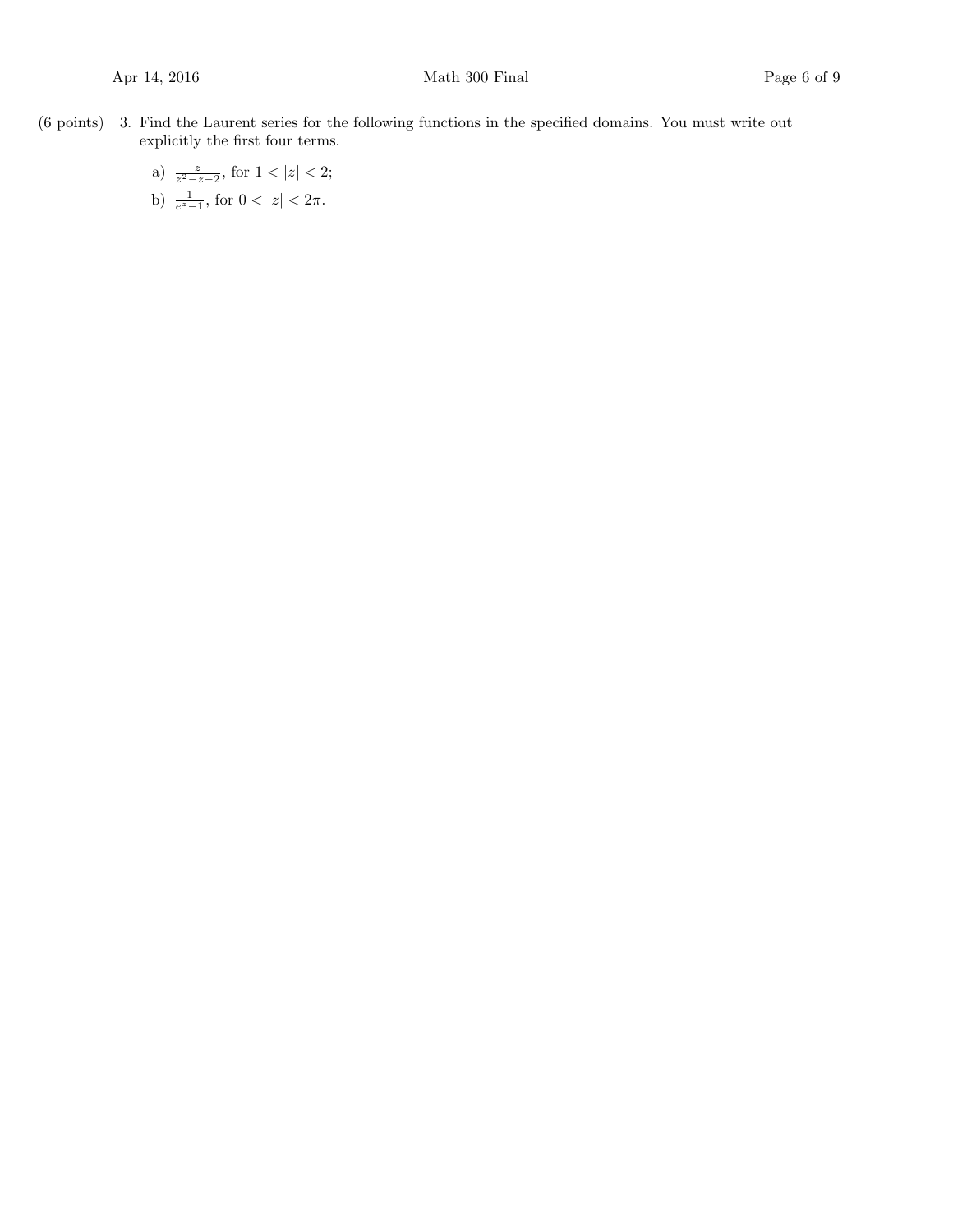(6 points) 3. Find the Laurent series for the following functions in the specified domains. You must write out explicitly the first four terms.

a) $\frac{z}{z^2-z-2}$, for $1 < |z| < 2$;

b) $\frac{1}{e^z-1}$, for $0 < |z| < 2\pi$.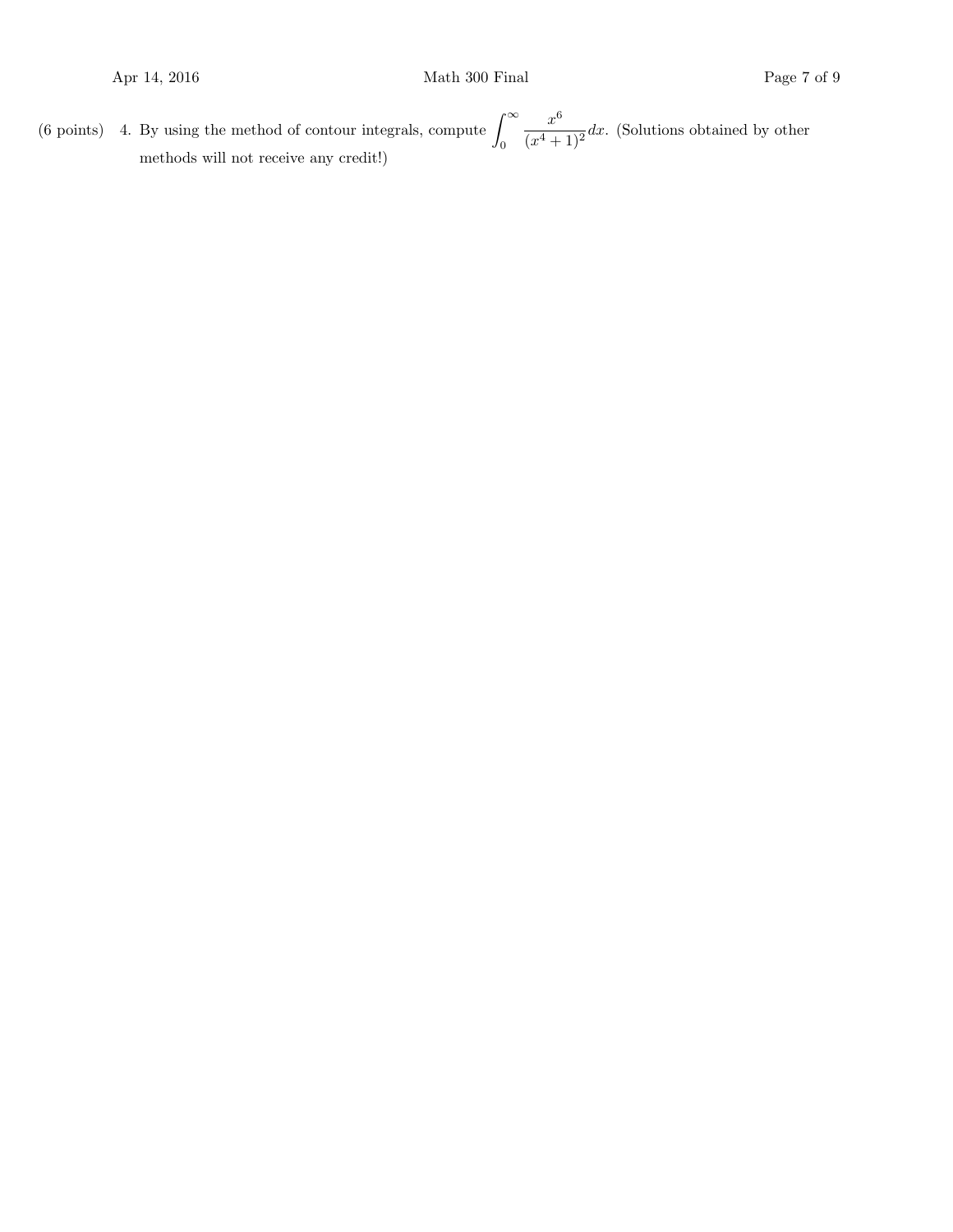(6 points) 4. By using the method of contour integrals, compute $\int_0^\infty \frac{x^6}{(x^4+1)^2}dx$. (Solutions obtained by other methods will not receive any credit!)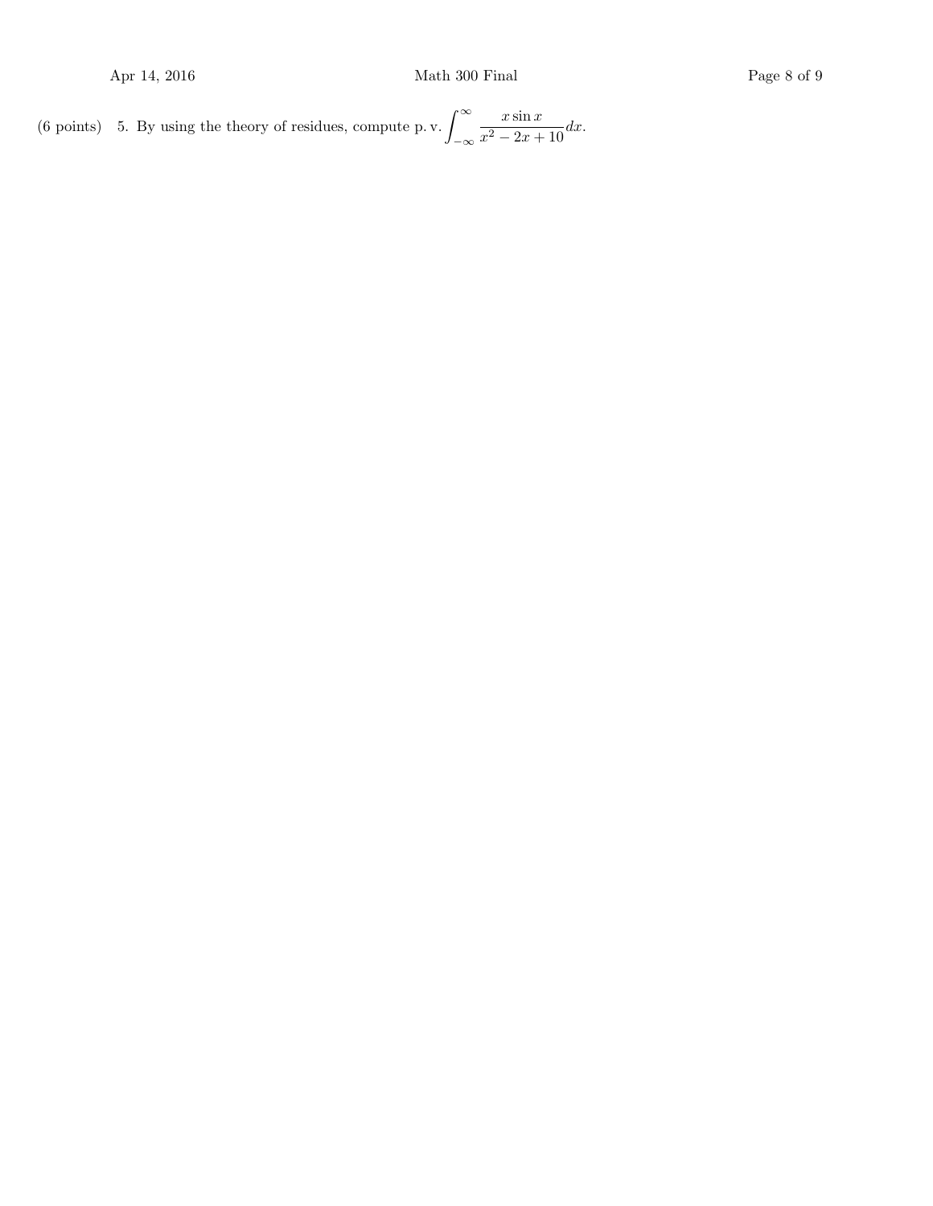(6 points) 5. By using the theory of residues, compute $\text{p. v.} \displaystyle\int_{-\infty}^{\infty} \frac{x \sin x}{x^2 - 2x + 10} dx$.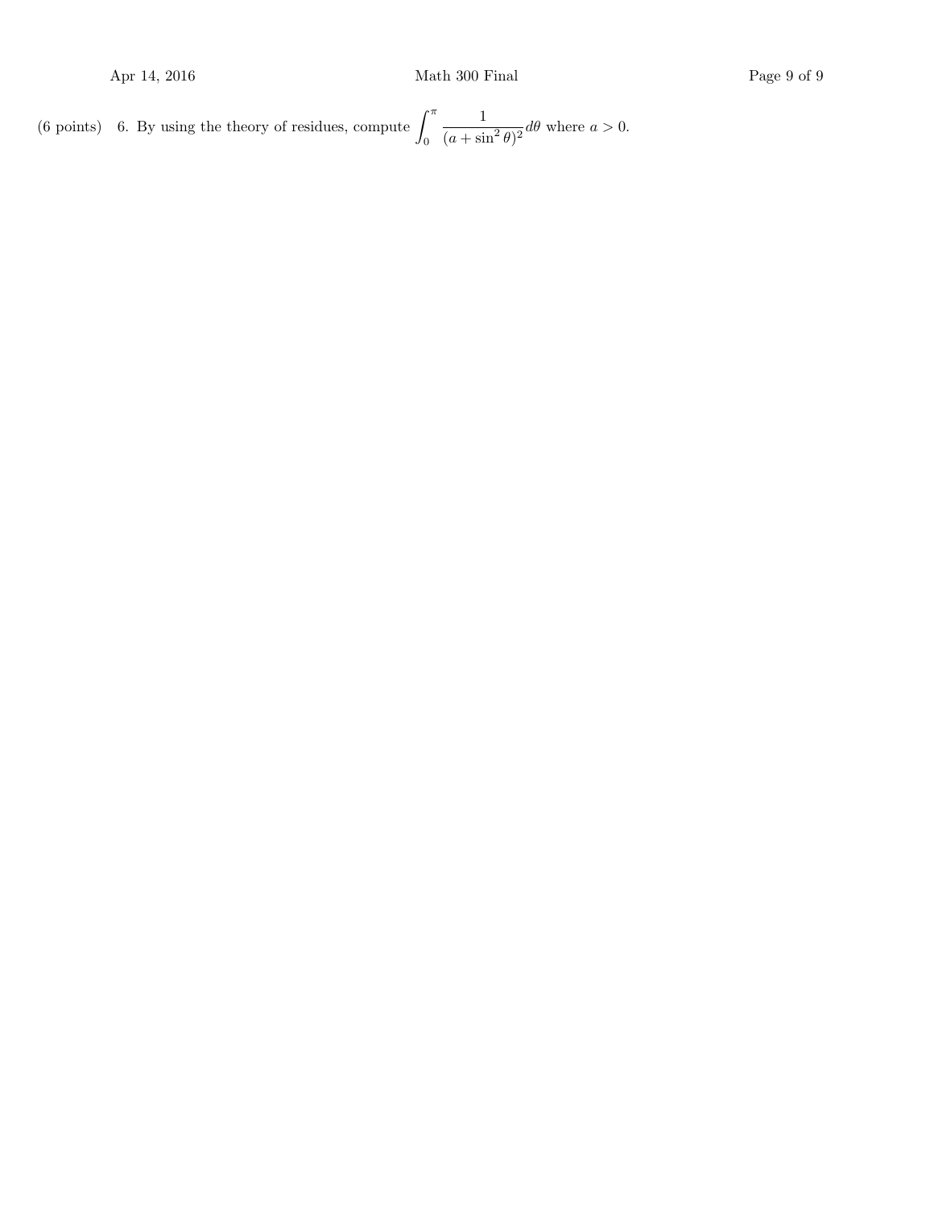(6 points) 6. By using the theory of residues, compute $\int_0^\pi \frac{1}{(a+\sin^2\theta)^2}\,d\theta$ where $a>0$.